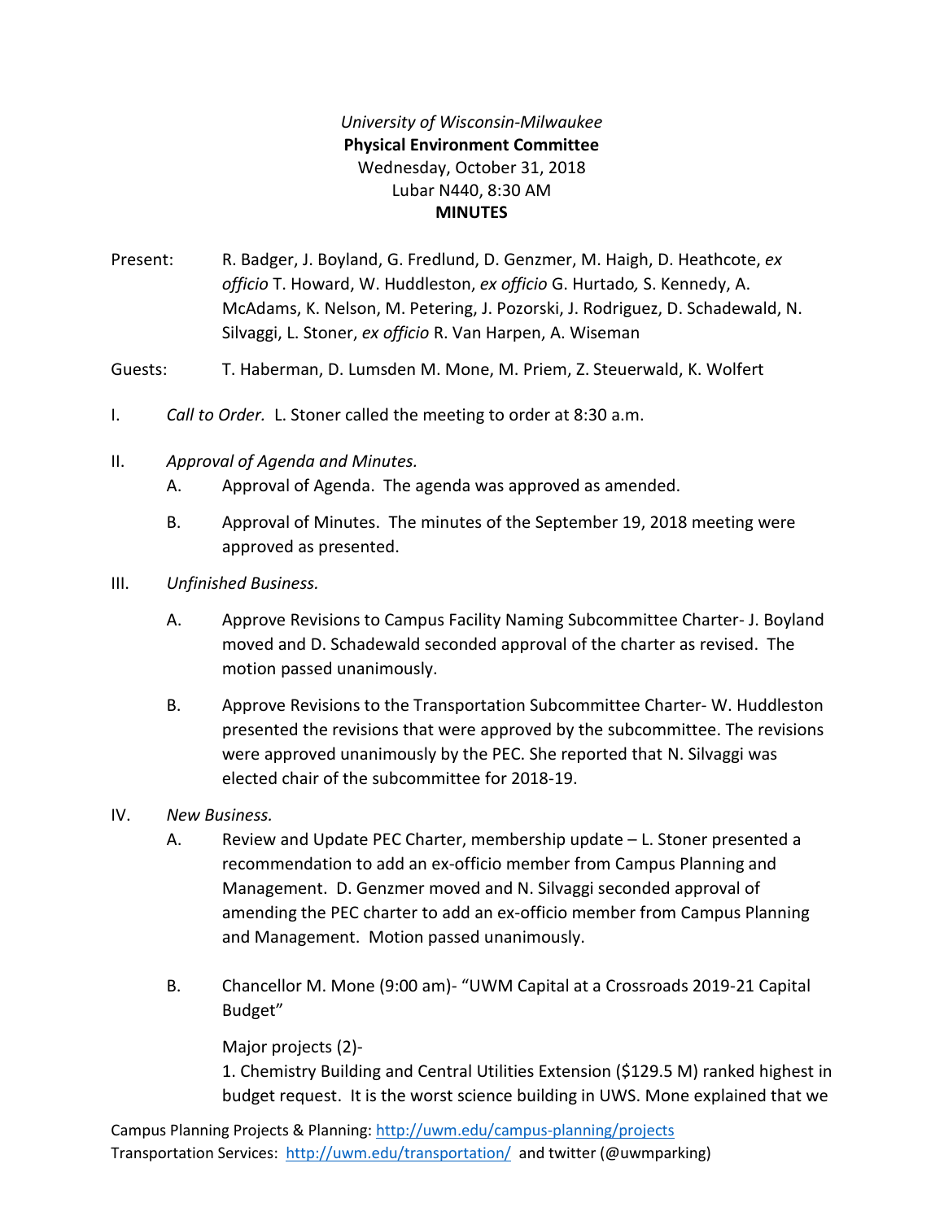*University of Wisconsin-Milwaukee*
**Physical Environment Committee**
Wednesday, October 31, 2018
Lubar N440, 8:30 AM
**MINUTES**

Present: R. Badger, J. Boyland, G. Fredlund, D. Genzmer, M. Haigh, D. Heathcote, *ex officio* T. Howard, W. Huddleston, *ex officio* G. Hurtado, S. Kennedy, A. McAdams, K. Nelson, M. Petering, J. Pozorski, J. Rodriguez, D. Schadewald, N. Silvaggi, L. Stoner, *ex officio* R. Van Harpen, A. Wiseman

Guests: T. Haberman, D. Lumsden M. Mone, M. Priem, Z. Steuerwald, K. Wolfert

I. *Call to Order.* L. Stoner called the meeting to order at 8:30 a.m.

II. *Approval of Agenda and Minutes.*

A. Approval of Agenda. The agenda was approved as amended.

B. Approval of Minutes. The minutes of the September 19, 2018 meeting were approved as presented.

III. *Unfinished Business.*

A. Approve Revisions to Campus Facility Naming Subcommittee Charter- J. Boyland moved and D. Schadewald seconded approval of the charter as revised. The motion passed unanimously.

B. Approve Revisions to the Transportation Subcommittee Charter- W. Huddleston presented the revisions that were approved by the subcommittee. The revisions were approved unanimously by the PEC. She reported that N. Silvaggi was elected chair of the subcommittee for 2018-19.

IV. *New Business.*

A. Review and Update PEC Charter, membership update – L. Stoner presented a recommendation to add an ex-officio member from Campus Planning and Management. D. Genzmer moved and N. Silvaggi seconded approval of amending the PEC charter to add an ex-officio member from Campus Planning and Management. Motion passed unanimously.

B. Chancellor M. Mone (9:00 am)- "UWM Capital at a Crossroads 2019-21 Capital Budget"

Major projects (2)-

1. Chemistry Building and Central Utilities Extension ($129.5 M) ranked highest in budget request. It is the worst science building in UWS. Mone explained that we

Campus Planning Projects & Planning: http://uwm.edu/campus-planning/projects
Transportation Services: http://uwm.edu/transportation/ and twitter (@uwmparking)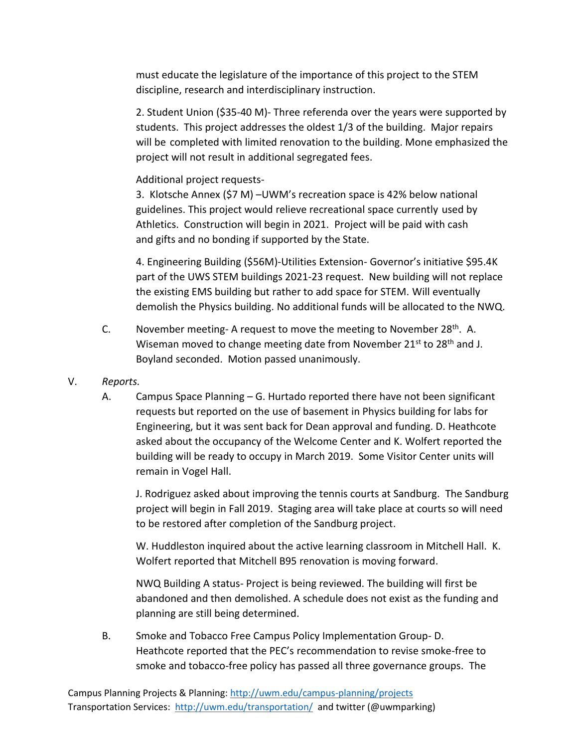must educate the legislature of the importance of this project to the STEM discipline, research and interdisciplinary instruction.

2. Student Union ($35-40 M)- Three referenda over the years were supported by students. This project addresses the oldest 1/3 of the building. Major repairs will be completed with limited renovation to the building. Mone emphasized the project will not result in additional segregated fees.

Additional project requests-
3. Klotsche Annex ($7 M) –UWM's recreation space is 42% below national guidelines. This project would relieve recreational space currently used by Athletics. Construction will begin in 2021. Project will be paid with cash and gifts and no bonding if supported by the State.

4. Engineering Building ($56M)-Utilities Extension- Governor's initiative $95.4K part of the UWS STEM buildings 2021-23 request. New building will not replace the existing EMS building but rather to add space for STEM. Will eventually demolish the Physics building. No additional funds will be allocated to the NWQ.

C. November meeting- A request to move the meeting to November 28th. A. Wiseman moved to change meeting date from November 21st to 28th and J. Boyland seconded. Motion passed unanimously.

V. *Reports.*

A. Campus Space Planning – G. Hurtado reported there have not been significant requests but reported on the use of basement in Physics building for labs for Engineering, but it was sent back for Dean approval and funding. D. Heathcote asked about the occupancy of the Welcome Center and K. Wolfert reported the building will be ready to occupy in March 2019. Some Visitor Center units will remain in Vogel Hall.

J. Rodriguez asked about improving the tennis courts at Sandburg. The Sandburg project will begin in Fall 2019. Staging area will take place at courts so will need to be restored after completion of the Sandburg project.

W. Huddleston inquired about the active learning classroom in Mitchell Hall. K. Wolfert reported that Mitchell B95 renovation is moving forward.

NWQ Building A status- Project is being reviewed. The building will first be abandoned and then demolished. A schedule does not exist as the funding and planning are still being determined.

B. Smoke and Tobacco Free Campus Policy Implementation Group- D. Heathcote reported that the PEC's recommendation to revise smoke-free to smoke and tobacco-free policy has passed all three governance groups. The

Campus Planning Projects & Planning: http://uwm.edu/campus-planning/projects
Transportation Services: http://uwm.edu/transportation/ and twitter (@uwmparking)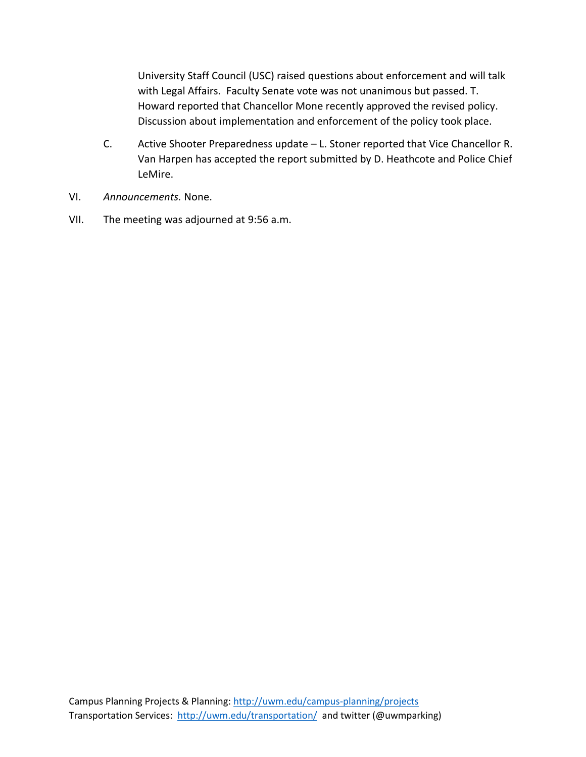University Staff Council (USC) raised questions about enforcement and will talk with Legal Affairs. Faculty Senate vote was not unanimous but passed. T. Howard reported that Chancellor Mone recently approved the revised policy. Discussion about implementation and enforcement of the policy took place.

C. Active Shooter Preparedness update – L. Stoner reported that Vice Chancellor R. Van Harpen has accepted the report submitted by D. Heathcote and Police Chief LeMire.

VI. *Announcements.* None.

VII. The meeting was adjourned at 9:56 a.m.

Campus Planning Projects & Planning: [http://uwm.edu/campus-planning/projects](http://uwm.edu/campus-planning/projects)
Transportation Services: [http://uwm.edu/transportation/](http://uwm.edu/transportation/) and twitter (@uwmparking)